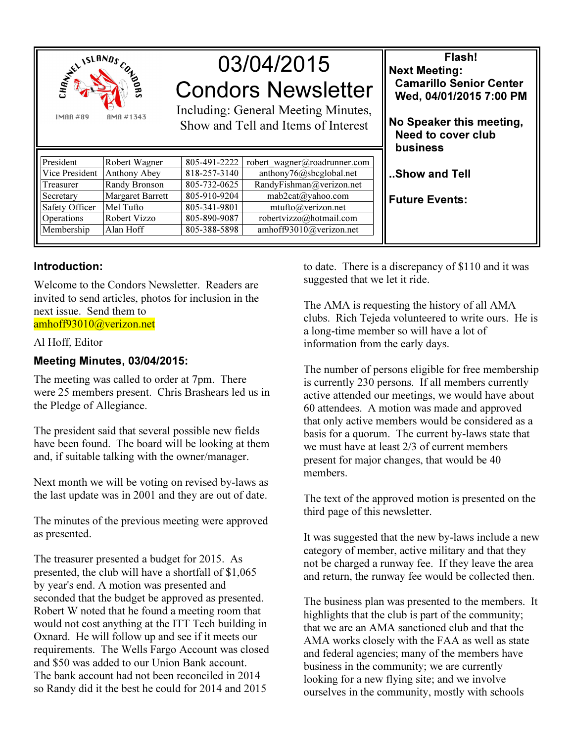# 03/04/2015 Condors Newsletter

Including: General Meeting Minutes, Show and Tell and Items of Interest

| President | Robert Wagner | 805-491-2222 | robert_wagner@roadrunner.com |
|---|---|---|---|
| Vice President | Anthony Abey | 818-257-3140 | anthony76@sbcglobal.net |
| Treasurer | Randy Bronson | 805-732-0625 | RandyFishman@verizon.net |
| Secretary | Margaret Barrett | 805-910-9204 | mab2cat@yahoo.com |
| Safety Officer | Mel Tufto | 805-341-9801 | mtufto@verizon.net |
| Operations | Robert Vizzo | 805-890-9087 | robertvizzo@hotmail.com |
| Membership | Alan Hoff | 805-388-5898 | amhoff93010@verizon.net |

**Flash!**

**Next Meeting:**
**Camarillo Senior Center**
**Wed, 04/01/2015 7:00 PM**

**No Speaker this meeting, Need to cover club business**

**..Show and Tell**

**Future Events:**

### Introduction:

Welcome to the Condors Newsletter. Readers are invited to send articles, photos for inclusion in the next issue. Send them to amhoff93010@verizon.net

Al Hoff, Editor

### Meeting Minutes, 03/04/2015:

The meeting was called to order at 7pm. There were 25 members present. Chris Brashears led us in the Pledge of Allegiance.

The president said that several possible new fields have been found. The board will be looking at them and, if suitable talking with the owner/manager.

Next month we will be voting on revised by-laws as the last update was in 2001 and they are out of date.

The minutes of the previous meeting were approved as presented.

The treasurer presented a budget for 2015. As presented, the club will have a shortfall of $1,065 by year's end. A motion was presented and seconded that the budget be approved as presented. Robert W noted that he found a meeting room that would not cost anything at the ITT Tech building in Oxnard. He will follow up and see if it meets our requirements. The Wells Fargo Account was closed and $50 was added to our Union Bank account. The bank account had not been reconciled in 2014 so Randy did it the best he could for 2014 and 2015 to date. There is a discrepancy of $110 and it was suggested that we let it ride.

The AMA is requesting the history of all AMA clubs. Rich Tejeda volunteered to write ours. He is a long-time member so will have a lot of information from the early days.

The number of persons eligible for free membership is currently 230 persons. If all members currently active attended our meetings, we would have about 60 attendees. A motion was made and approved that only active members would be considered as a basis for a quorum. The current by-laws state that we must have at least 2/3 of current members present for major changes, that would be 40 members.

The text of the approved motion is presented on the third page of this newsletter.

It was suggested that the new by-laws include a new category of member, active military and that they not be charged a runway fee. If they leave the area and return, the runway fee would be collected then.

The business plan was presented to the members. It highlights that the club is part of the community; that we are an AMA sanctioned club and that the AMA works closely with the FAA as well as state and federal agencies; many of the members have business in the community; we are currently looking for a new flying site; and we involve ourselves in the community, mostly with schools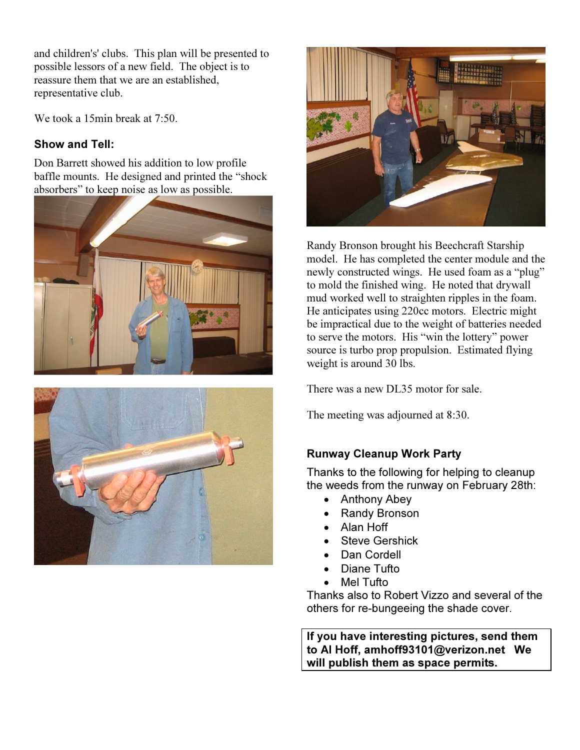and children's' clubs. This plan will be presented to possible lessors of a new field. The object is to reassure them that we are an established, representative club.

We took a 15min break at 7:50.

### Show and Tell:

Don Barrett showed his addition to low profile baffle mounts. He designed and printed the "shock absorbers" to keep noise as low as possible.

Randy Bronson brought his Beechcraft Starship model. He has completed the center module and the newly constructed wings. He used foam as a "plug" to mold the finished wing. He noted that drywall mud worked well to straighten ripples in the foam. He anticipates using 220cc motors. Electric might be impractical due to the weight of batteries needed to serve the motors. His "win the lottery" power source is turbo prop propulsion. Estimated flying weight is around 30 lbs.

There was a new DL35 motor for sale.

The meeting was adjourned at 8:30.

### Runway Cleanup Work Party

Thanks to the following for helping to cleanup the weeds from the runway on February 28th:

- Anthony Abey
- Randy Bronson
- Alan Hoff
- Steve Gershick
- Dan Cordell
- Diane Tufto
- Mel Tufto

Thanks also to Robert Vizzo and several of the others for re-bungeeing the shade cover.

**If you have interesting pictures, send them to Al Hoff, amhoff93101@verizon.net We will publish them as space permits.**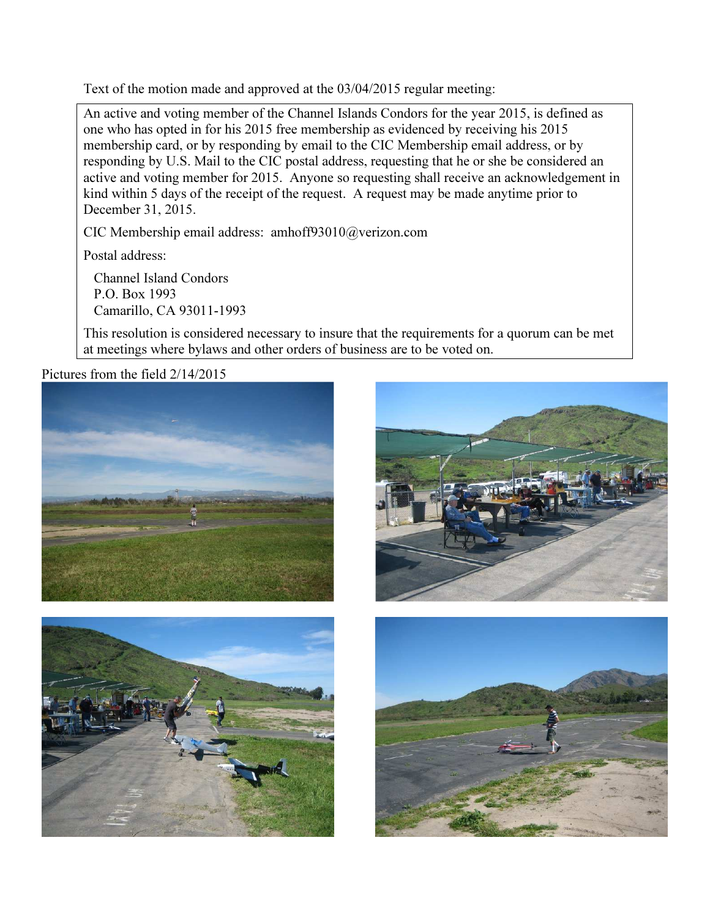Text of the motion made and approved at the 03/04/2015 regular meeting:

> An active and voting member of the Channel Islands Condors for the year 2015, is defined as one who has opted in for his 2015 free membership as evidenced by receiving his 2015 membership card, or by responding by email to the CIC Membership email address, or by responding by U.S. Mail to the CIC postal address, requesting that he or she be considered an active and voting member for 2015. Anyone so requesting shall receive an acknowledgement in kind within 5 days of the receipt of the request. A request may be made anytime prior to December 31, 2015.
>
> CIC Membership email address: amhoff93010@verizon.com
>
> Postal address:
>
> Channel Island Condors
> P.O. Box 1993
> Camarillo, CA 93011-1993
>
> This resolution is considered necessary to insure that the requirements for a quorum can be met at meetings where bylaws and other orders of business are to be voted on.

Pictures from the field 2/14/2015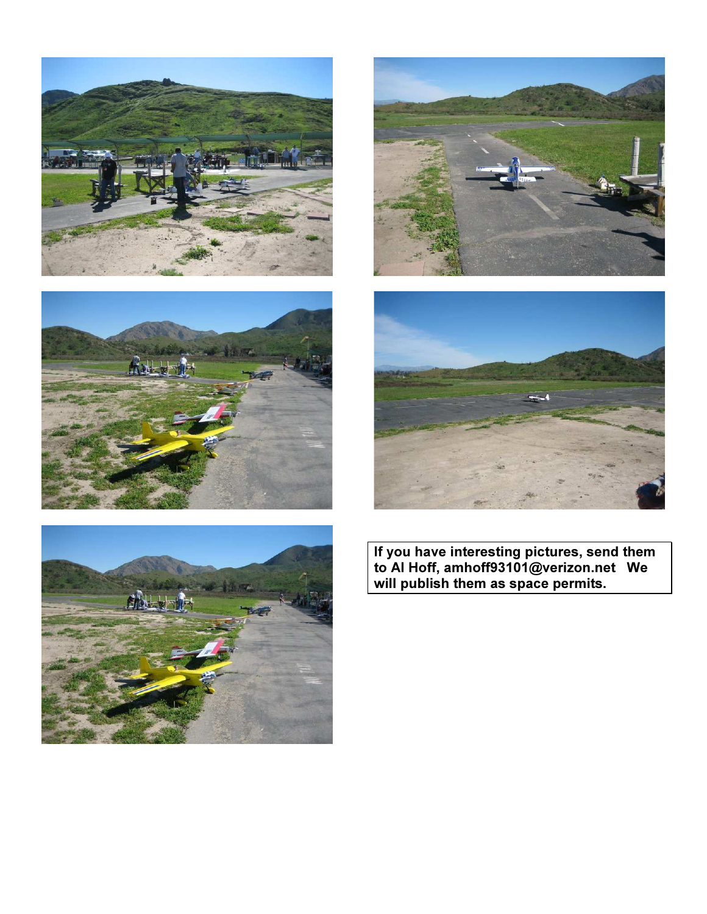**If you have interesting pictures, send them to Al Hoff, amhoff93101@verizon.net We will publish them as space permits.**